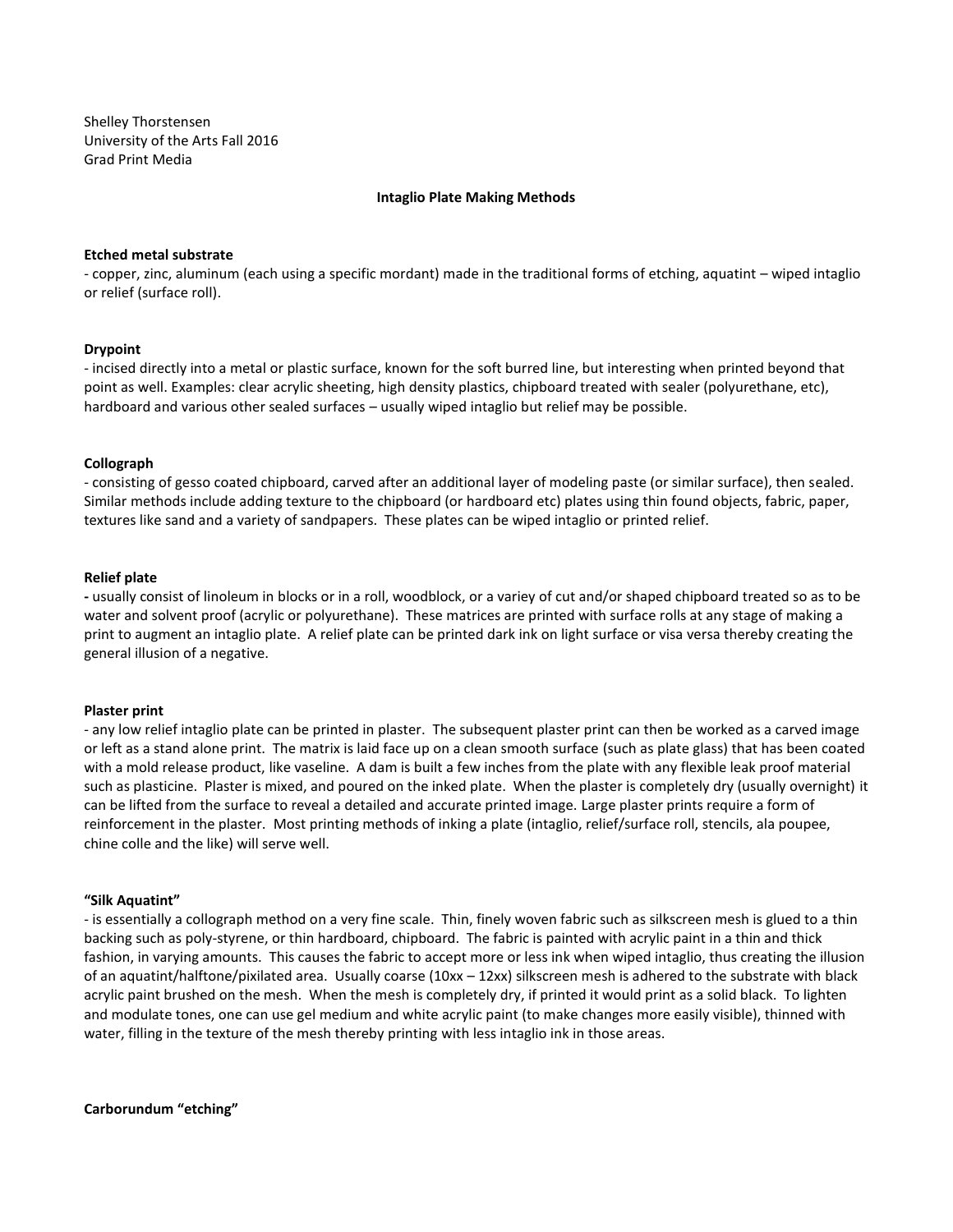Shelley Thorstensen
University of the Arts Fall 2016
Grad Print Media

**Intaglio Plate Making Methods**

**Etched metal substrate**
- copper, zinc, aluminum (each using a specific mordant) made in the traditional forms of etching, aquatint – wiped intaglio or relief (surface roll).

**Drypoint**
- incised directly into a metal or plastic surface, known for the soft burred line, but interesting when printed beyond that point as well. Examples: clear acrylic sheeting, high density plastics, chipboard treated with sealer (polyurethane, etc), hardboard and various other sealed surfaces – usually wiped intaglio but relief may be possible.

**Collograph**
- consisting of gesso coated chipboard, carved after an additional layer of modeling paste (or similar surface), then sealed. Similar methods include adding texture to the chipboard (or hardboard etc) plates using thin found objects, fabric, paper, textures like sand and a variety of sandpapers. These plates can be wiped intaglio or printed relief.

**Relief plate**
**-** usually consist of linoleum in blocks or in a roll, woodblock, or a variey of cut and/or shaped chipboard treated so as to be water and solvent proof (acrylic or polyurethane). These matrices are printed with surface rolls at any stage of making a print to augment an intaglio plate. A relief plate can be printed dark ink on light surface or visa versa thereby creating the general illusion of a negative.

**Plaster print**
- any low relief intaglio plate can be printed in plaster. The subsequent plaster print can then be worked as a carved image or left as a stand alone print. The matrix is laid face up on a clean smooth surface (such as plate glass) that has been coated with a mold release product, like vaseline. A dam is built a few inches from the plate with any flexible leak proof material such as plasticine. Plaster is mixed, and poured on the inked plate. When the plaster is completely dry (usually overnight) it can be lifted from the surface to reveal a detailed and accurate printed image. Large plaster prints require a form of reinforcement in the plaster. Most printing methods of inking a plate (intaglio, relief/surface roll, stencils, ala poupee, chine colle and the like) will serve well.

**"Silk Aquatint"**
- is essentially a collograph method on a very fine scale. Thin, finely woven fabric such as silkscreen mesh is glued to a thin backing such as poly-styrene, or thin hardboard, chipboard. The fabric is painted with acrylic paint in a thin and thick fashion, in varying amounts. This causes the fabric to accept more or less ink when wiped intaglio, thus creating the illusion of an aquatint/halftone/pixilated area. Usually coarse (10xx – 12xx) silkscreen mesh is adhered to the substrate with black acrylic paint brushed on the mesh. When the mesh is completely dry, if printed it would print as a solid black. To lighten and modulate tones, one can use gel medium and white acrylic paint (to make changes more easily visible), thinned with water, filling in the texture of the mesh thereby printing with less intaglio ink in those areas.

**Carborundum "etching"**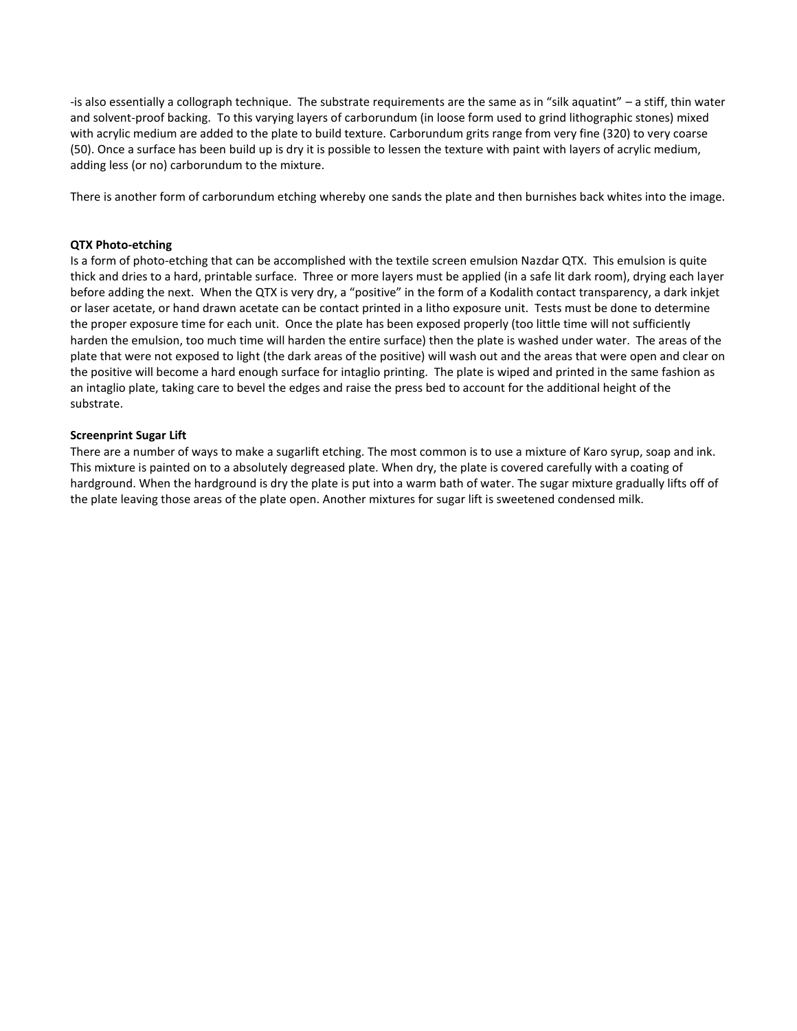-is also essentially a collograph technique. The substrate requirements are the same as in "silk aquatint" – a stiff, thin water and solvent-proof backing. To this varying layers of carborundum (in loose form used to grind lithographic stones) mixed with acrylic medium are added to the plate to build texture. Carborundum grits range from very fine (320) to very coarse (50). Once a surface has been build up is dry it is possible to lessen the texture with paint with layers of acrylic medium, adding less (or no) carborundum to the mixture.

There is another form of carborundum etching whereby one sands the plate and then burnishes back whites into the image.

**QTX Photo-etching**

Is a form of photo-etching that can be accomplished with the textile screen emulsion Nazdar QTX. This emulsion is quite thick and dries to a hard, printable surface. Three or more layers must be applied (in a safe lit dark room), drying each layer before adding the next. When the QTX is very dry, a "positive" in the form of a Kodalith contact transparency, a dark inkjet or laser acetate, or hand drawn acetate can be contact printed in a litho exposure unit. Tests must be done to determine the proper exposure time for each unit. Once the plate has been exposed properly (too little time will not sufficiently harden the emulsion, too much time will harden the entire surface) then the plate is washed under water. The areas of the plate that were not exposed to light (the dark areas of the positive) will wash out and the areas that were open and clear on the positive will become a hard enough surface for intaglio printing. The plate is wiped and printed in the same fashion as an intaglio plate, taking care to bevel the edges and raise the press bed to account for the additional height of the substrate.

**Screenprint Sugar Lift**

There are a number of ways to make a sugarlift etching. The most common is to use a mixture of Karo syrup, soap and ink. This mixture is painted on to a absolutely degreased plate. When dry, the plate is covered carefully with a coating of hardground. When the hardground is dry the plate is put into a warm bath of water. The sugar mixture gradually lifts off of the plate leaving those areas of the plate open. Another mixtures for sugar lift is sweetened condensed milk.